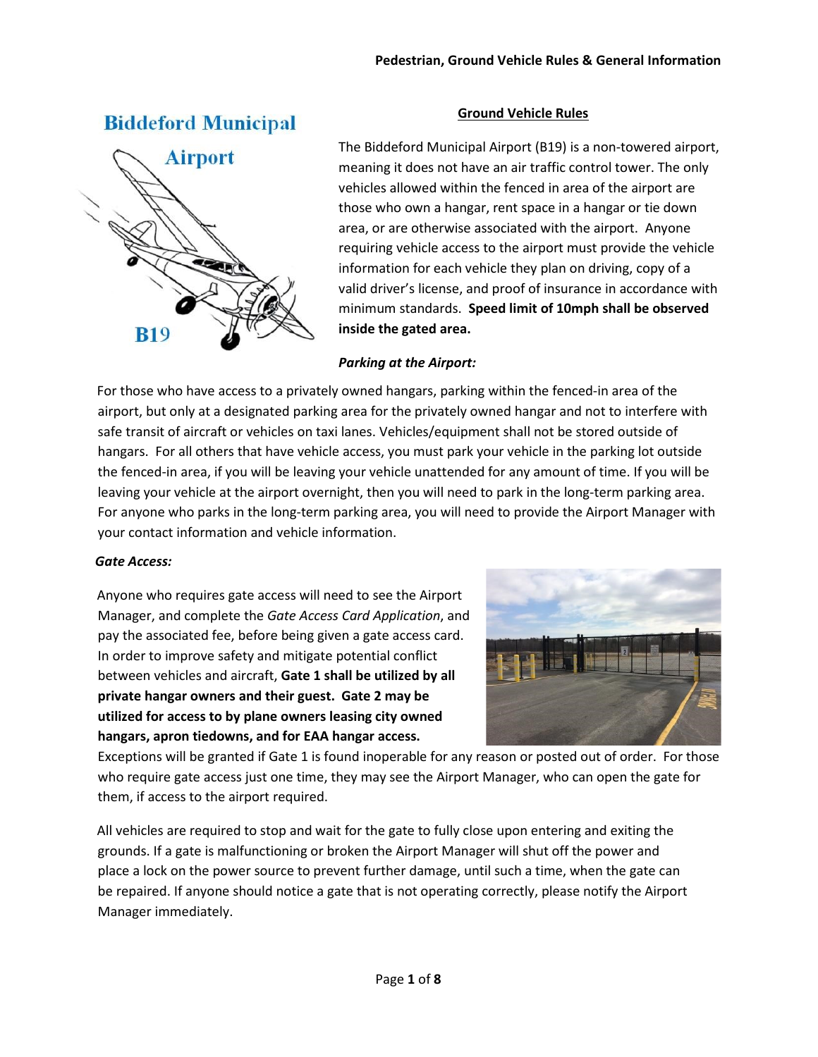Biddeford Municipal Airport

B19

## Ground Vehicle Rules

The Biddeford Municipal Airport (B19) is a non-towered airport, meaning it does not have an air traffic control tower. The only vehicles allowed within the fenced in area of the airport are those who own a hangar, rent space in a hangar or tie down area, or are otherwise associated with the airport. Anyone requiring vehicle access to the airport must provide the vehicle information for each vehicle they plan on driving, copy of a valid driver's license, and proof of insurance in accordance with minimum standards. **Speed limit of 10mph shall be observed inside the gated area.**

### *Parking at the Airport:*

For those who have access to a privately owned hangars, parking within the fenced-in area of the airport, but only at a designated parking area for the privately owned hangar and not to interfere with safe transit of aircraft or vehicles on taxi lanes. Vehicles/equipment shall not be stored outside of hangars. For all others that have vehicle access, you must park your vehicle in the parking lot outside the fenced-in area, if you will be leaving your vehicle unattended for any amount of time. If you will be leaving your vehicle at the airport overnight, then you will need to park in the long-term parking area. For anyone who parks in the long-term parking area, you will need to provide the Airport Manager with your contact information and vehicle information.

### *Gate Access:*

Anyone who requires gate access will need to see the Airport Manager, and complete the *Gate Access Card Application*, and pay the associated fee, before being given a gate access card. In order to improve safety and mitigate potential conflict between vehicles and aircraft, **Gate 1 shall be utilized by all private hangar owners and their guest. Gate 2 may be utilized for access to by plane owners leasing city owned hangars, apron tiedowns, and for EAA hangar access.** Exceptions will be granted if Gate 1 is found inoperable for any reason or posted out of order. For those who require gate access just one time, they may see the Airport Manager, who can open the gate for them, if access to the airport required.

All vehicles are required to stop and wait for the gate to fully close upon entering and exiting the grounds. If a gate is malfunctioning or broken the Airport Manager will shut off the power and place a lock on the power source to prevent further damage, until such a time, when the gate can be repaired. If anyone should notice a gate that is not operating correctly, please notify the Airport Manager immediately.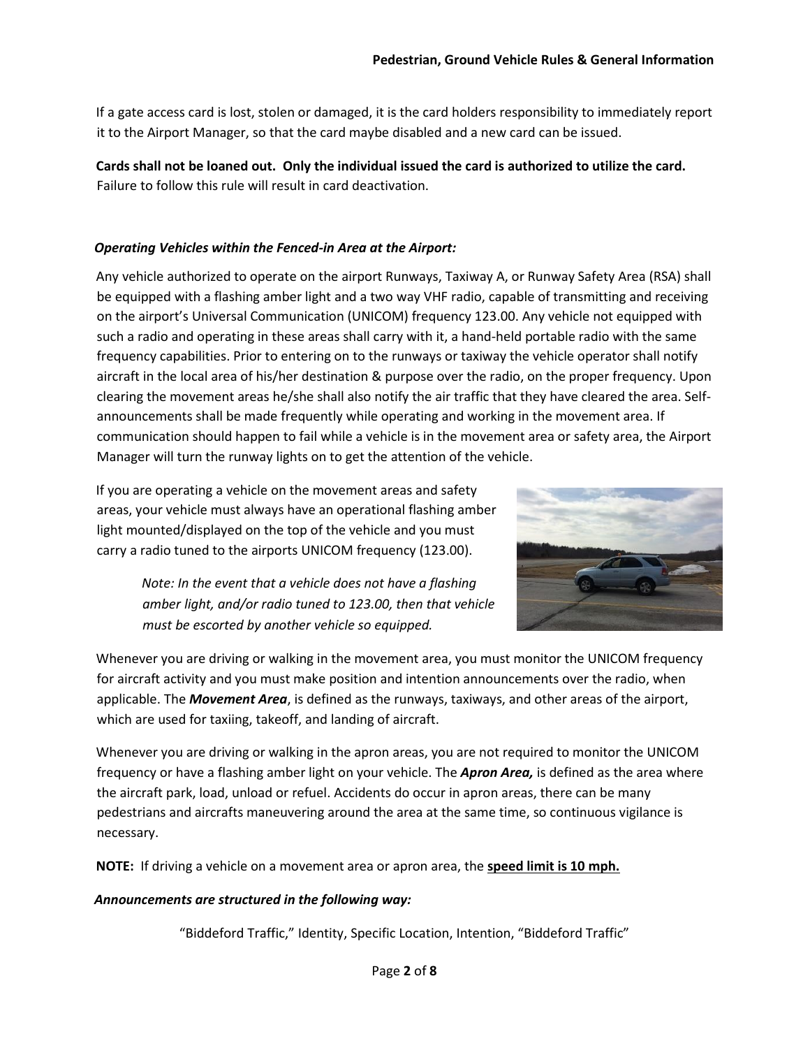If a gate access card is lost, stolen or damaged, it is the card holders responsibility to immediately report it to the Airport Manager, so that the card maybe disabled and a new card can be issued.

**Cards shall not be loaned out. Only the individual issued the card is authorized to utilize the card.** Failure to follow this rule will result in card deactivation.

***Operating Vehicles within the Fenced-in Area at the Airport:***

Any vehicle authorized to operate on the airport Runways, Taxiway A, or Runway Safety Area (RSA) shall be equipped with a flashing amber light and a two way VHF radio, capable of transmitting and receiving on the airport's Universal Communication (UNICOM) frequency 123.00. Any vehicle not equipped with such a radio and operating in these areas shall carry with it, a hand-held portable radio with the same frequency capabilities. Prior to entering on to the runways or taxiway the vehicle operator shall notify aircraft in the local area of his/her destination & purpose over the radio, on the proper frequency. Upon clearing the movement areas he/she shall also notify the air traffic that they have cleared the area. Self-announcements shall be made frequently while operating and working in the movement area. If communication should happen to fail while a vehicle is in the movement area or safety area, the Airport Manager will turn the runway lights on to get the attention of the vehicle.

If you are operating a vehicle on the movement areas and safety areas, your vehicle must always have an operational flashing amber light mounted/displayed on the top of the vehicle and you must carry a radio tuned to the airports UNICOM frequency (123.00).

> *Note: In the event that a vehicle does not have a flashing amber light, and/or radio tuned to 123.00, then that vehicle must be escorted by another vehicle so equipped.*

Whenever you are driving or walking in the movement area, you must monitor the UNICOM frequency for aircraft activity and you must make position and intention announcements over the radio, when applicable. The ***Movement Area***, is defined as the runways, taxiways, and other areas of the airport, which are used for taxiing, takeoff, and landing of aircraft.

Whenever you are driving or walking in the apron areas, you are not required to monitor the UNICOM frequency or have a flashing amber light on your vehicle. The ***Apron Area,*** is defined as the area where the aircraft park, load, unload or refuel. Accidents do occur in apron areas, there can be many pedestrians and aircrafts maneuvering around the area at the same time, so continuous vigilance is necessary.

**NOTE:** If driving a vehicle on a movement area or apron area, the **<u>speed limit is 10 mph.</u>**

***Announcements are structured in the following way:***

"Biddeford Traffic," Identity, Specific Location, Intention, "Biddeford Traffic"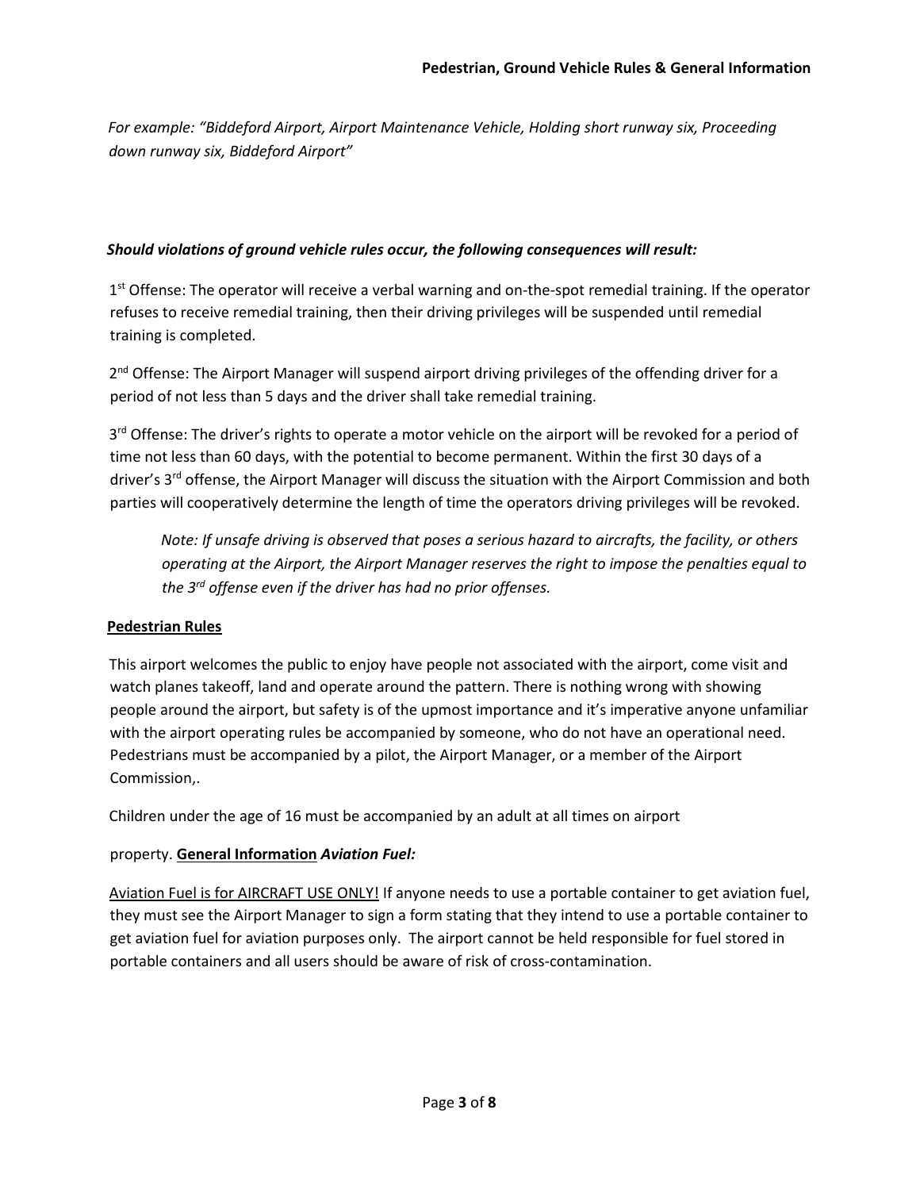*For example: "Biddeford Airport, Airport Maintenance Vehicle, Holding short runway six, Proceeding down runway six, Biddeford Airport"*

***Should violations of ground vehicle rules occur, the following consequences will result:***

1st Offense: The operator will receive a verbal warning and on-the-spot remedial training. If the operator refuses to receive remedial training, then their driving privileges will be suspended until remedial training is completed.

2nd Offense: The Airport Manager will suspend airport driving privileges of the offending driver for a period of not less than 5 days and the driver shall take remedial training.

3rd Offense: The driver's rights to operate a motor vehicle on the airport will be revoked for a period of time not less than 60 days, with the potential to become permanent. Within the first 30 days of a driver's 3rd offense, the Airport Manager will discuss the situation with the Airport Commission and both parties will cooperatively determine the length of time the operators driving privileges will be revoked.

> *Note: If unsafe driving is observed that poses a serious hazard to aircrafts, the facility, or others operating at the Airport, the Airport Manager reserves the right to impose the penalties equal to the 3rd offense even if the driver has had no prior offenses.*

## Pedestrian Rules

This airport welcomes the public to enjoy have people not associated with the airport, come visit and watch planes takeoff, land and operate around the pattern. There is nothing wrong with showing people around the airport, but safety is of the upmost importance and it's imperative anyone unfamiliar with the airport operating rules be accompanied by someone, who do not have an operational need. Pedestrians must be accompanied by a pilot, the Airport Manager, or a member of the Airport Commission,.

Children under the age of 16 must be accompanied by an adult at all times on airport property.

## General Information

### *Aviation Fuel:*

Aviation Fuel is for AIRCRAFT USE ONLY! If anyone needs to use a portable container to get aviation fuel, they must see the Airport Manager to sign a form stating that they intend to use a portable container to get aviation fuel for aviation purposes only. The airport cannot be held responsible for fuel stored in portable containers and all users should be aware of risk of cross-contamination.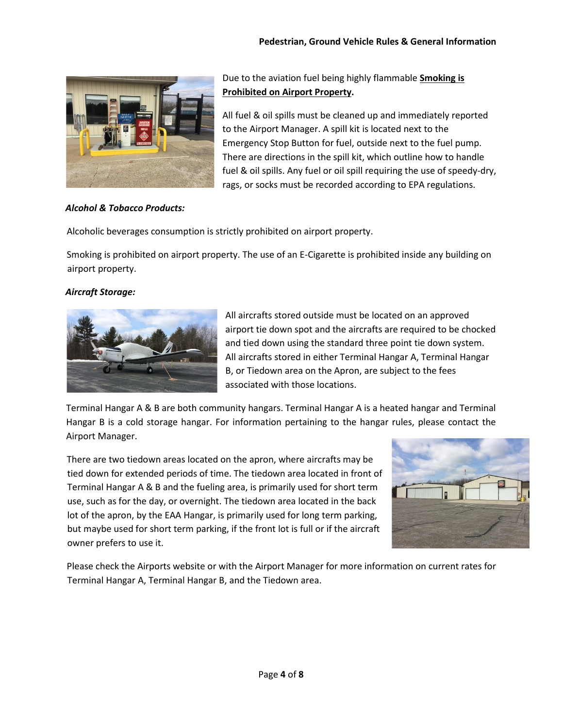Due to the aviation fuel being highly flammable **Smoking is Prohibited on Airport Property**.

All fuel & oil spills must be cleaned up and immediately reported to the Airport Manager. A spill kit is located next to the Emergency Stop Button for fuel, outside next to the fuel pump. There are directions in the spill kit, which outline how to handle fuel & oil spills. Any fuel or oil spill requiring the use of speedy-dry, rags, or socks must be recorded according to EPA regulations.

***Alcohol & Tobacco Products:***

Alcoholic beverages consumption is strictly prohibited on airport property.

Smoking is prohibited on airport property. The use of an E-Cigarette is prohibited inside any building on airport property.

***Aircraft Storage:***

All aircrafts stored outside must be located on an approved airport tie down spot and the aircrafts are required to be chocked and tied down using the standard three point tie down system. All aircrafts stored in either Terminal Hangar A, Terminal Hangar B, or Tiedown area on the Apron, are subject to the fees associated with those locations.

Terminal Hangar A & B are both community hangars. Terminal Hangar A is a heated hangar and Terminal Hangar B is a cold storage hangar. For information pertaining to the hangar rules, please contact the Airport Manager.

There are two tiedown areas located on the apron, where aircrafts may be tied down for extended periods of time. The tiedown area located in front of Terminal Hangar A & B and the fueling area, is primarily used for short term use, such as for the day, or overnight. The tiedown area located in the back lot of the apron, by the EAA Hangar, is primarily used for long term parking, but maybe used for short term parking, if the front lot is full or if the aircraft owner prefers to use it.

Please check the Airports website or with the Airport Manager for more information on current rates for Terminal Hangar A, Terminal Hangar B, and the Tiedown area.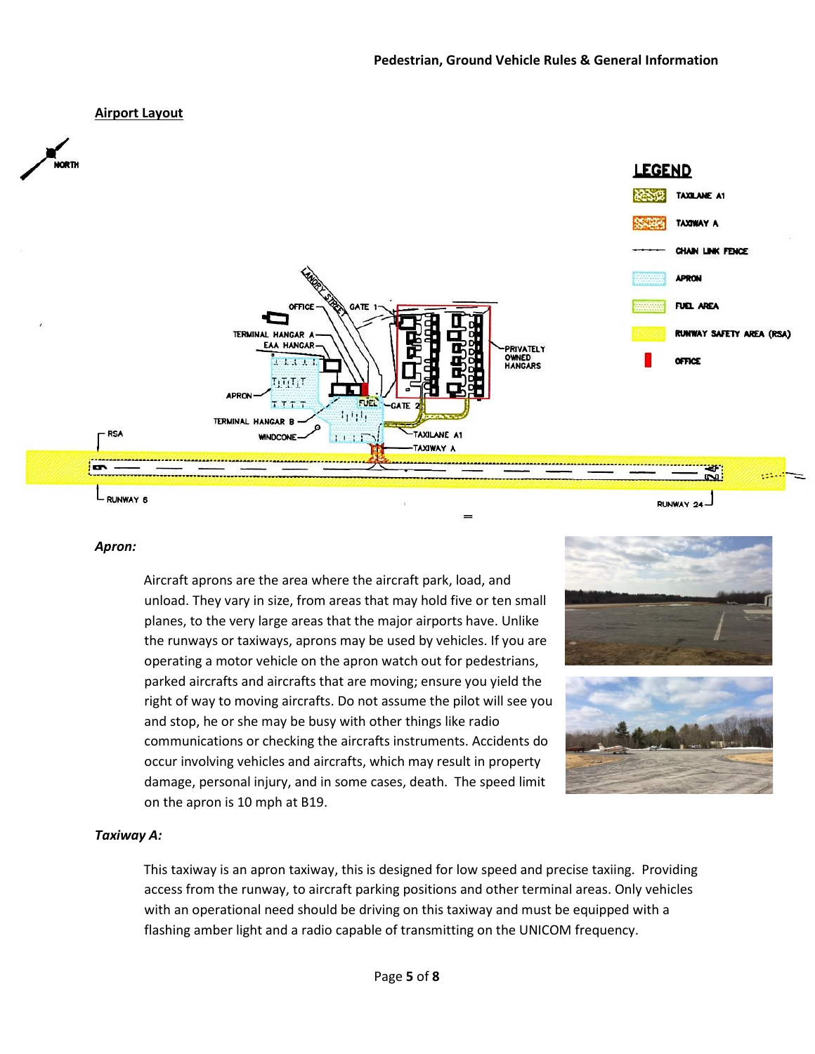## Airport Layout

### *Apron:*

Aircraft aprons are the area where the aircraft park, load, and unload. They vary in size, from areas that may hold five or ten small planes, to the very large areas that the major airports have. Unlike the runways or taxiways, aprons may be used by vehicles. If you are operating a motor vehicle on the apron watch out for pedestrians, parked aircrafts and aircrafts that are moving; ensure you yield the right of way to moving aircrafts. Do not assume the pilot will see you and stop, he or she may be busy with other things like radio communications or checking the aircrafts instruments. Accidents do occur involving vehicles and aircrafts, which may result in property damage, personal injury, and in some cases, death. The speed limit on the apron is 10 mph at B19.

### *Taxiway A:*

This taxiway is an apron taxiway, this is designed for low speed and precise taxiing. Providing access from the runway, to aircraft parking positions and other terminal areas. Only vehicles with an operational need should be driving on this taxiway and must be equipped with a flashing amber light and a radio capable of transmitting on the UNICOM frequency.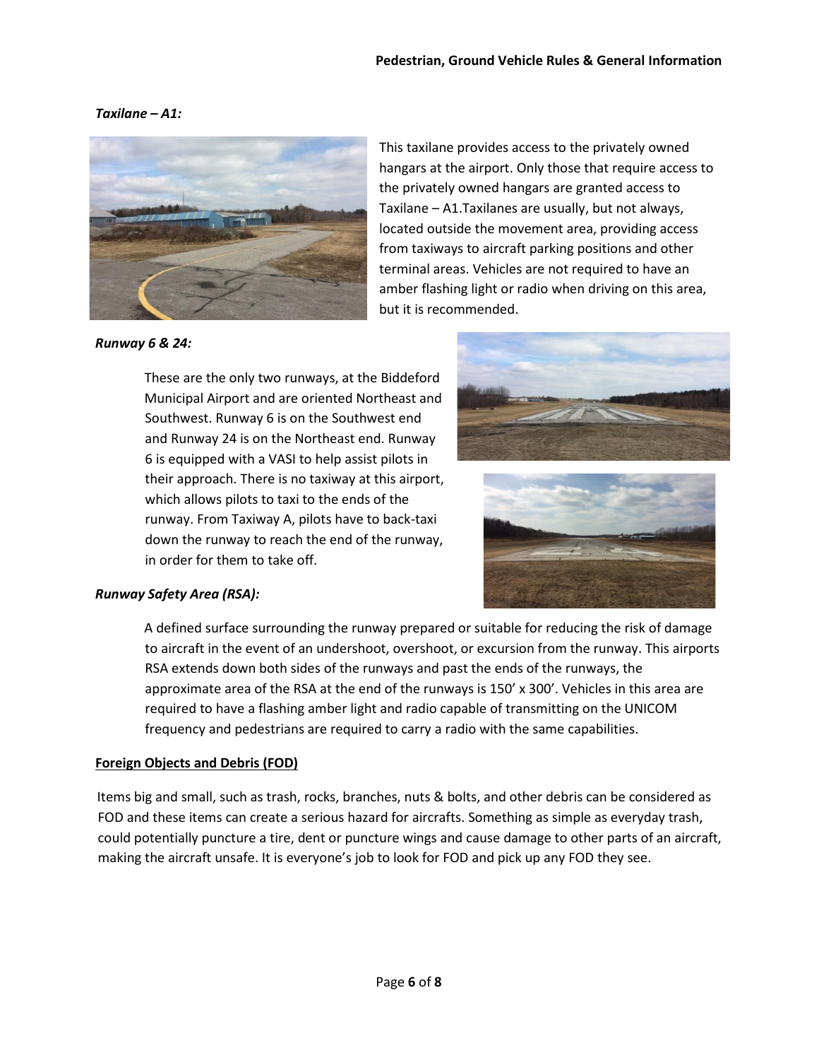*Taxilane – A1:*

This taxilane provides access to the privately owned hangars at the airport. Only those that require access to the privately owned hangars are granted access to Taxilane – A1.Taxilanes are usually, but not always, located outside the movement area, providing access from taxiways to aircraft parking positions and other terminal areas. Vehicles are not required to have an amber flashing light or radio when driving on this area, but it is recommended.

*Runway 6 & 24:*

These are the only two runways, at the Biddeford Municipal Airport and are oriented Northeast and Southwest. Runway 6 is on the Southwest end and Runway 24 is on the Northeast end. Runway 6 is equipped with a VASI to help assist pilots in their approach. There is no taxiway at this airport, which allows pilots to taxi to the ends of the runway. From Taxiway A, pilots have to back-taxi down the runway to reach the end of the runway, in order for them to take off.

*Runway Safety Area (RSA):*

A defined surface surrounding the runway prepared or suitable for reducing the risk of damage to aircraft in the event of an undershoot, overshoot, or excursion from the runway. This airports RSA extends down both sides of the runways and past the ends of the runways, the approximate area of the RSA at the end of the runways is 150' x 300'. Vehicles in this area are required to have a flashing amber light and radio capable of transmitting on the UNICOM frequency and pedestrians are required to carry a radio with the same capabilities.

**Foreign Objects and Debris (FOD)**

Items big and small, such as trash, rocks, branches, nuts & bolts, and other debris can be considered as FOD and these items can create a serious hazard for aircrafts. Something as simple as everyday trash, could potentially puncture a tire, dent or puncture wings and cause damage to other parts of an aircraft, making the aircraft unsafe. It is everyone's job to look for FOD and pick up any FOD they see.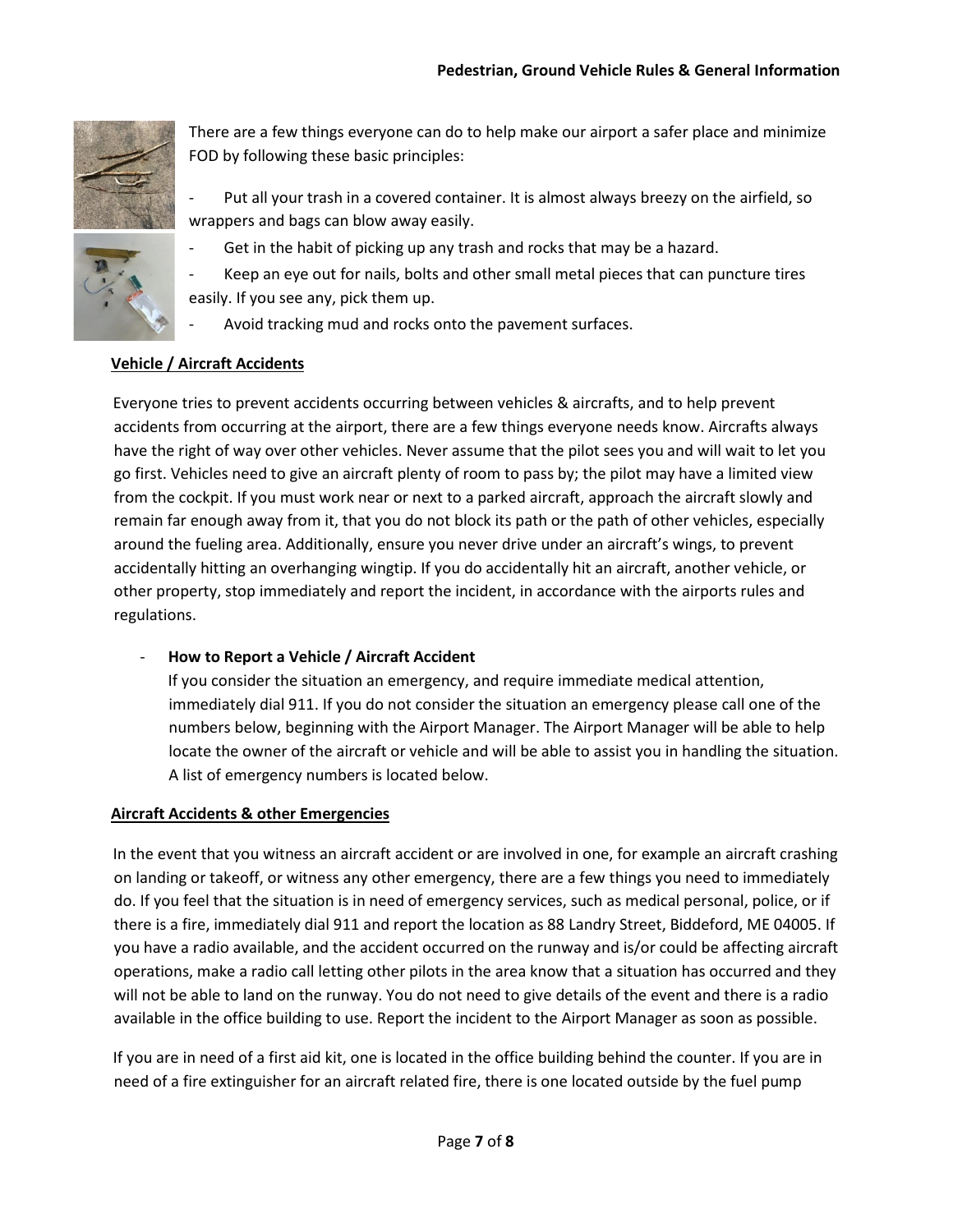There are a few things everyone can do to help make our airport a safer place and minimize FOD by following these basic principles:

- Put all your trash in a covered container. It is almost always breezy on the airfield, so wrappers and bags can blow away easily.
- Get in the habit of picking up any trash and rocks that may be a hazard.
- Keep an eye out for nails, bolts and other small metal pieces that can puncture tires easily. If you see any, pick them up.
- Avoid tracking mud and rocks onto the pavement surfaces.

## Vehicle / Aircraft Accidents

Everyone tries to prevent accidents occurring between vehicles & aircrafts, and to help prevent accidents from occurring at the airport, there are a few things everyone needs know. Aircrafts always have the right of way over other vehicles. Never assume that the pilot sees you and will wait to let you go first. Vehicles need to give an aircraft plenty of room to pass by; the pilot may have a limited view from the cockpit. If you must work near or next to a parked aircraft, approach the aircraft slowly and remain far enough away from it, that you do not block its path or the path of other vehicles, especially around the fueling area. Additionally, ensure you never drive under an aircraft's wings, to prevent accidentally hitting an overhanging wingtip. If you do accidentally hit an aircraft, another vehicle, or other property, stop immediately and report the incident, in accordance with the airports rules and regulations.

- **How to Report a Vehicle / Aircraft Accident**

  If you consider the situation an emergency, and require immediate medical attention, immediately dial 911. If you do not consider the situation an emergency please call one of the numbers below, beginning with the Airport Manager. The Airport Manager will be able to help locate the owner of the aircraft or vehicle and will be able to assist you in handling the situation. A list of emergency numbers is located below.

## Aircraft Accidents & other Emergencies

In the event that you witness an aircraft accident or are involved in one, for example an aircraft crashing on landing or takeoff, or witness any other emergency, there are a few things you need to immediately do. If you feel that the situation is in need of emergency services, such as medical personal, police, or if there is a fire, immediately dial 911 and report the location as 88 Landry Street, Biddeford, ME 04005. If you have a radio available, and the accident occurred on the runway and is/or could be affecting aircraft operations, make a radio call letting other pilots in the area know that a situation has occurred and they will not be able to land on the runway. You do not need to give details of the event and there is a radio available in the office building to use. Report the incident to the Airport Manager as soon as possible.

If you are in need of a first aid kit, one is located in the office building behind the counter. If you are in need of a fire extinguisher for an aircraft related fire, there is one located outside by the fuel pump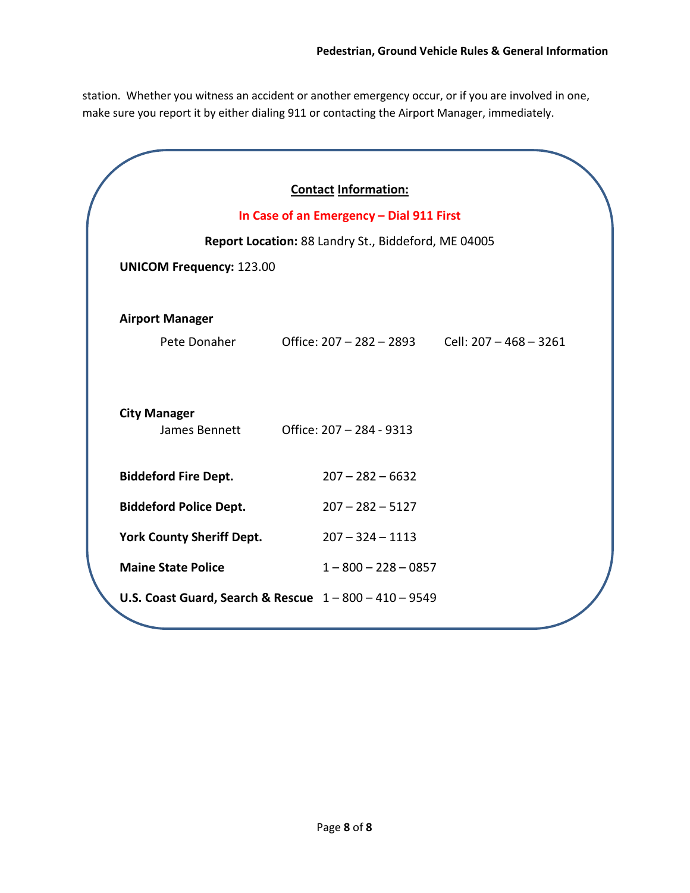station. Whether you witness an accident or another emergency occur, or if you are involved in one, make sure you report it by either dialing 911 or contacting the Airport Manager, immediately.

## **Contact Information:**

**In Case of an Emergency – Dial 911 First**

**Report Location:** 88 Landry St., Biddeford, ME 04005

**UNICOM Frequency:** 123.00

**Airport Manager**

Pete Donaher — Office: 207 – 282 – 2893 — Cell: 207 – 468 – 3261

**City Manager**

James Bennett — Office: 207 – 284 - 9313

| | |
|---|---|
| **Biddeford Fire Dept.** | 207 – 282 – 6632 |
| **Biddeford Police Dept.** | 207 – 282 – 5127 |
| **York County Sheriff Dept.** | 207 – 324 – 1113 |
| **Maine State Police** | 1 – 800 – 228 – 0857 |
| **U.S. Coast Guard, Search & Rescue** | 1 – 800 – 410 – 9549 |